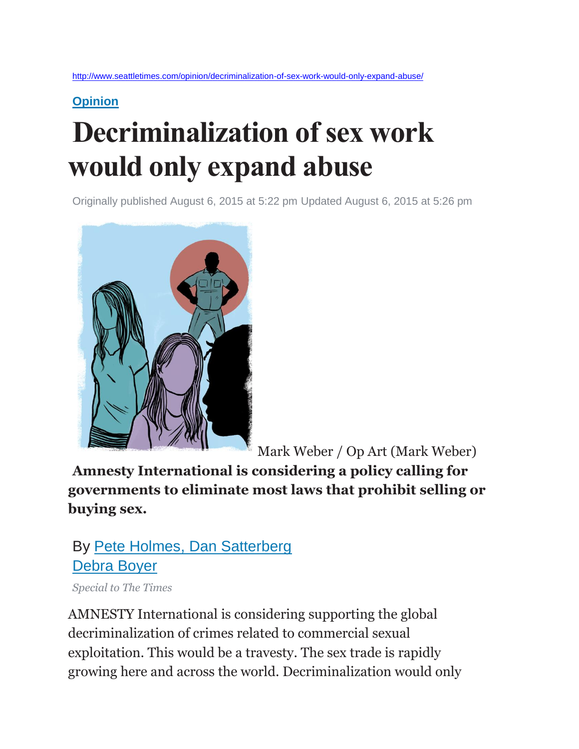http://www.seattletimes.com/opinion/decriminalization-of-sex-work-would-only-expand-abuse/

**Opinion**

# Decriminalization of sex work would only expand abuse

Originally published August 6, 2015 at 5:22 pm Updated August 6, 2015 at 5:26 pm

Mark Weber / Op Art (Mark Weber)

**Amnesty International is considering a policy calling for governments to eliminate most laws that prohibit selling or buying sex.**

By Pete Holmes, Dan Satterberg
Debra Boyer

*Special to The Times*

AMNESTY International is considering supporting the global decriminalization of crimes related to commercial sexual exploitation. This would be a travesty. The sex trade is rapidly growing here and across the world. Decriminalization would only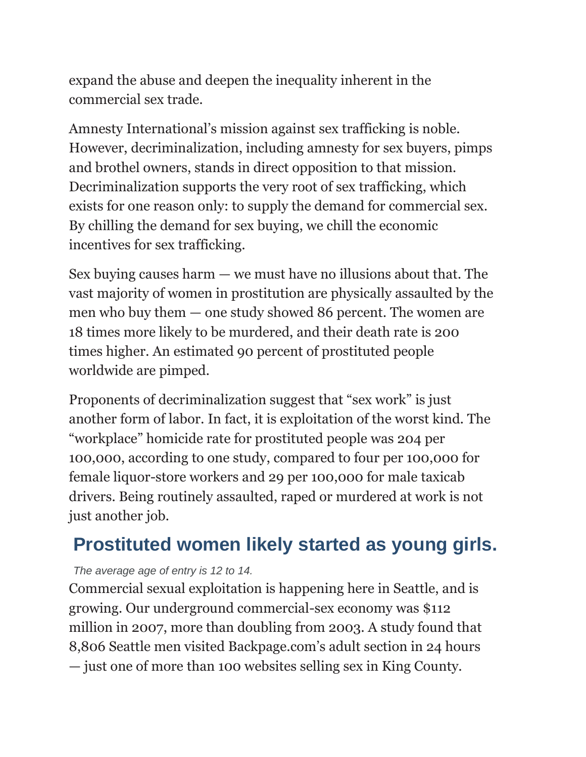expand the abuse and deepen the inequality inherent in the commercial sex trade.

Amnesty International's mission against sex trafficking is noble. However, decriminalization, including amnesty for sex buyers, pimps and brothel owners, stands in direct opposition to that mission. Decriminalization supports the very root of sex trafficking, which exists for one reason only: to supply the demand for commercial sex. By chilling the demand for sex buying, we chill the economic incentives for sex trafficking.

Sex buying causes harm — we must have no illusions about that. The vast majority of women in prostitution are physically assaulted by the men who buy them — one study showed 86 percent. The women are 18 times more likely to be murdered, and their death rate is 200 times higher. An estimated 90 percent of prostituted people worldwide are pimped.

Proponents of decriminalization suggest that "sex work" is just another form of labor. In fact, it is exploitation of the worst kind. The "workplace" homicide rate for prostituted people was 204 per 100,000, according to one study, compared to four per 100,000 for female liquor-store workers and 29 per 100,000 for male taxicab drivers. Being routinely assaulted, raped or murdered at work is not just another job.

## Prostituted women likely started as young girls.

*The average age of entry is 12 to 14.*

Commercial sexual exploitation is happening here in Seattle, and is growing. Our underground commercial-sex economy was $112 million in 2007, more than doubling from 2003. A study found that 8,806 Seattle men visited Backpage.com's adult section in 24 hours — just one of more than 100 websites selling sex in King County.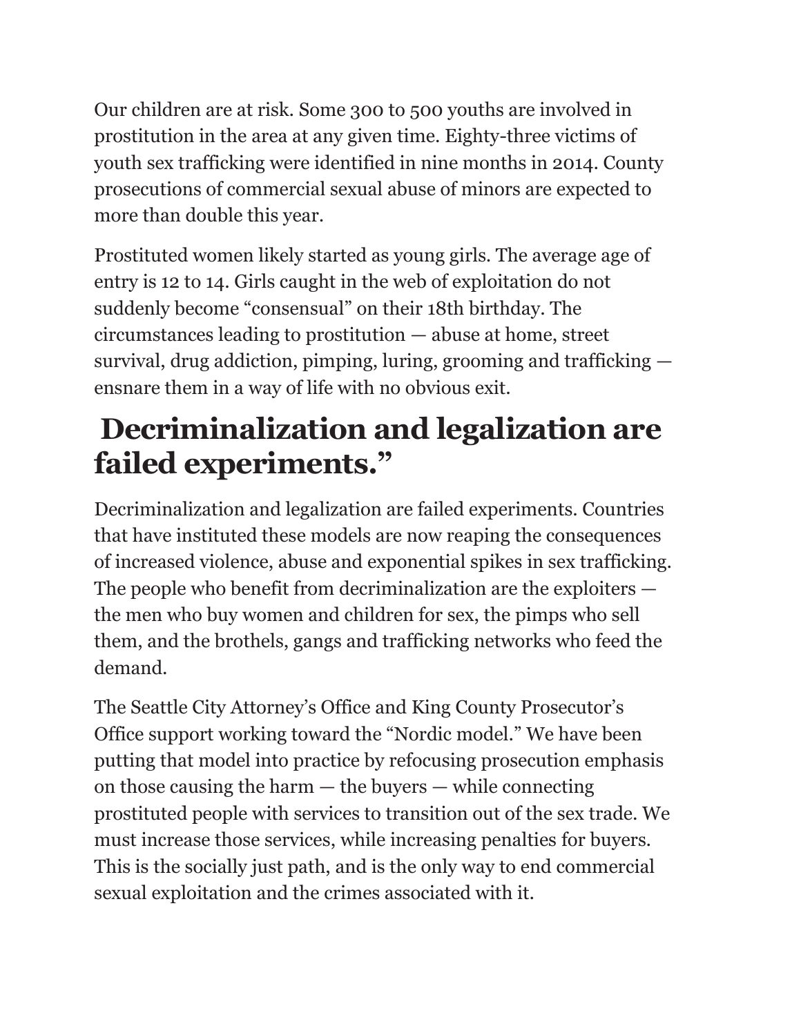Our children are at risk. Some 300 to 500 youths are involved in prostitution in the area at any given time. Eighty-three victims of youth sex trafficking were identified in nine months in 2014. County prosecutions of commercial sexual abuse of minors are expected to more than double this year.

Prostituted women likely started as young girls. The average age of entry is 12 to 14. Girls caught in the web of exploitation do not suddenly become "consensual" on their 18th birthday. The circumstances leading to prostitution — abuse at home, street survival, drug addiction, pimping, luring, grooming and trafficking — ensnare them in a way of life with no obvious exit.

## Decriminalization and legalization are failed experiments."

Decriminalization and legalization are failed experiments. Countries that have instituted these models are now reaping the consequences of increased violence, abuse and exponential spikes in sex trafficking. The people who benefit from decriminalization are the exploiters — the men who buy women and children for sex, the pimps who sell them, and the brothels, gangs and trafficking networks who feed the demand.

The Seattle City Attorney's Office and King County Prosecutor's Office support working toward the "Nordic model." We have been putting that model into practice by refocusing prosecution emphasis on those causing the harm — the buyers — while connecting prostituted people with services to transition out of the sex trade. We must increase those services, while increasing penalties for buyers. This is the socially just path, and is the only way to end commercial sexual exploitation and the crimes associated with it.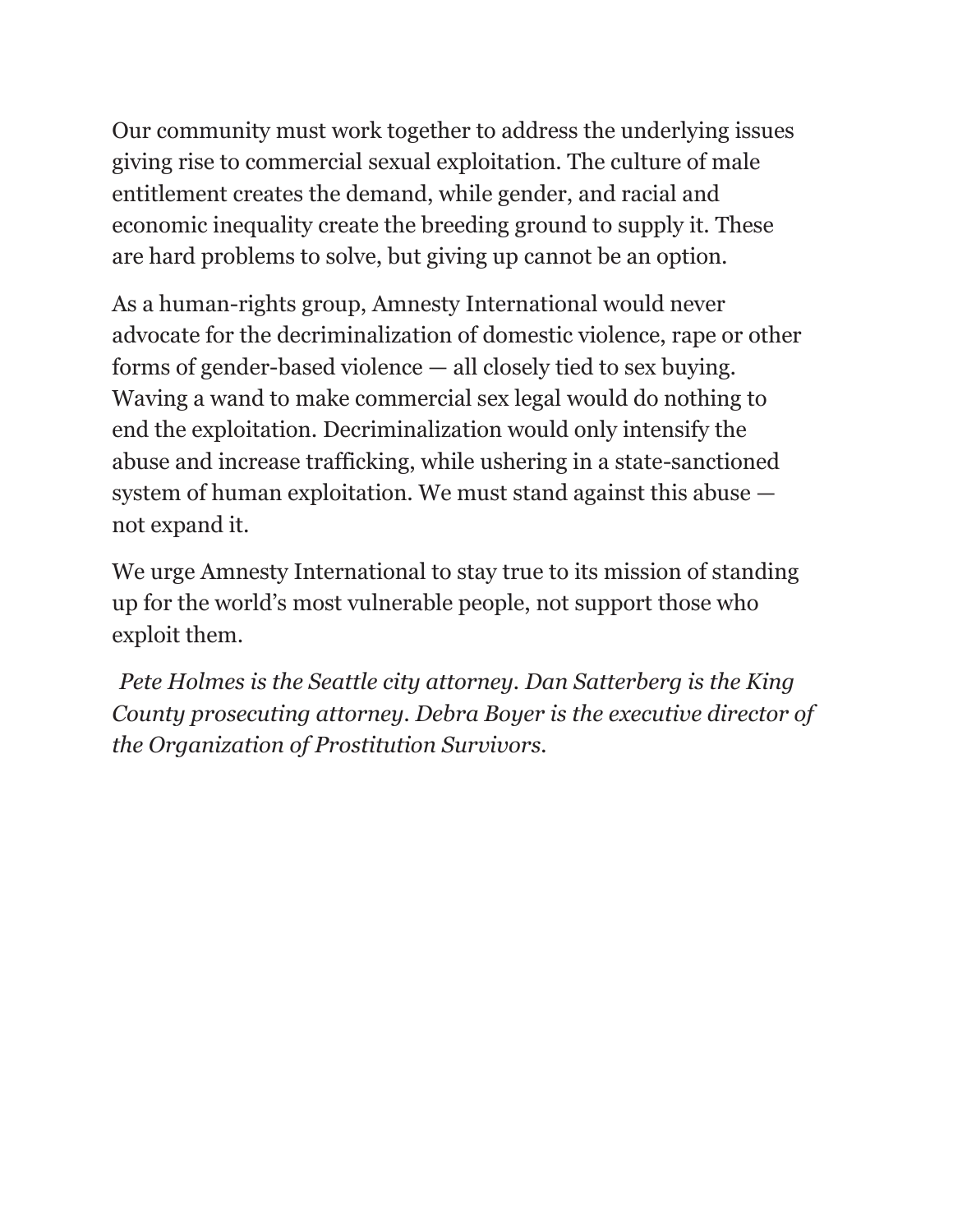Our community must work together to address the underlying issues giving rise to commercial sexual exploitation. The culture of male entitlement creates the demand, while gender, and racial and economic inequality create the breeding ground to supply it. These are hard problems to solve, but giving up cannot be an option.

As a human-rights group, Amnesty International would never advocate for the decriminalization of domestic violence, rape or other forms of gender-based violence — all closely tied to sex buying. Waving a wand to make commercial sex legal would do nothing to end the exploitation. Decriminalization would only intensify the abuse and increase trafficking, while ushering in a state-sanctioned system of human exploitation. We must stand against this abuse — not expand it.

We urge Amnesty International to stay true to its mission of standing up for the world's most vulnerable people, not support those who exploit them.

*Pete Holmes is the Seattle city attorney. Dan Satterberg is the King County prosecuting attorney. Debra Boyer is the executive director of the Organization of Prostitution Survivors.*